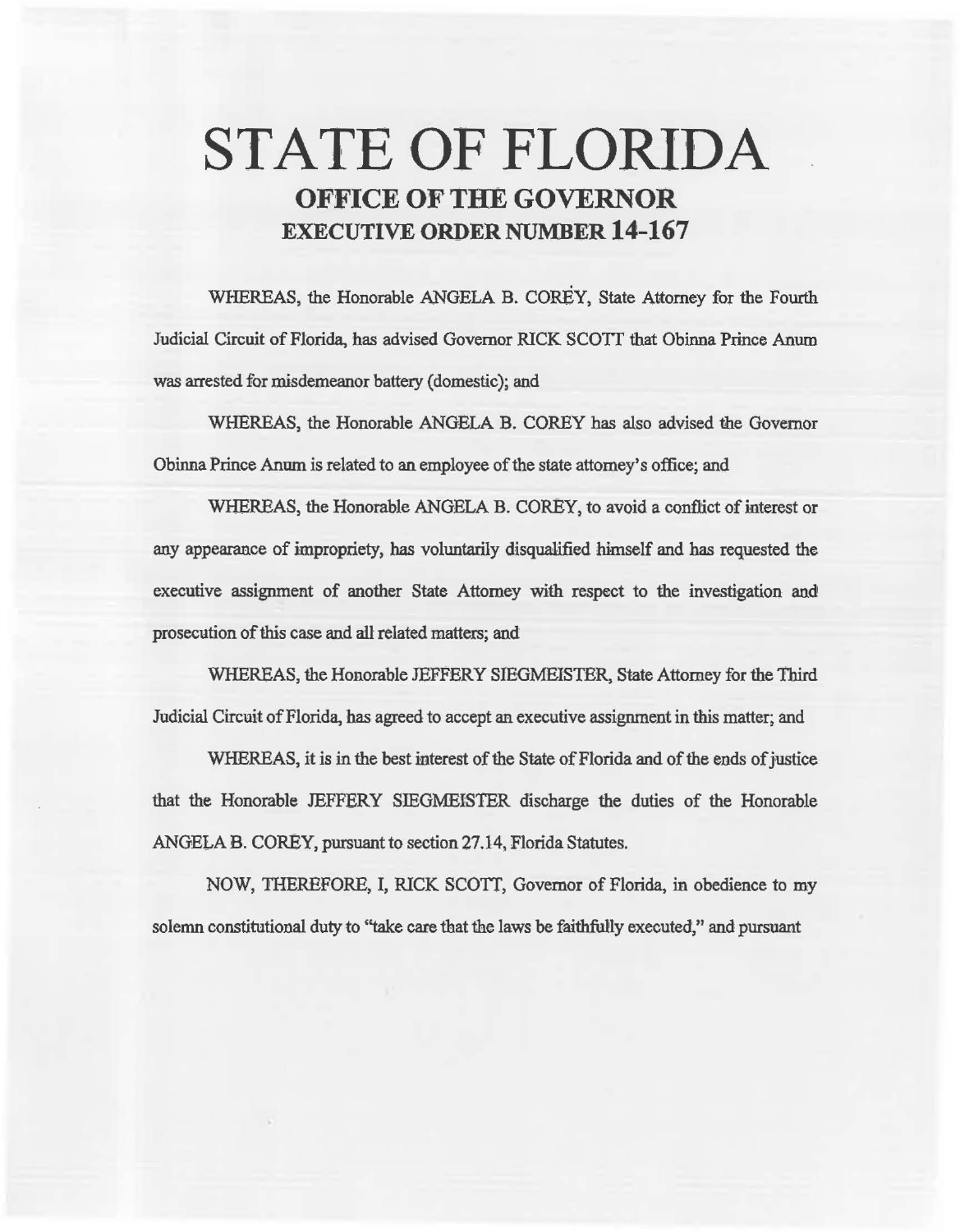# STATE OF FLORIDA

## OFFICE OF THE GOVERNOR

## EXECUTIVE ORDER NUMBER 14-167

WHEREAS, the Honorable ANGELA B. COREY, State Attorney for the Fourth Judicial Circuit of Florida, has advised Governor RICK SCOTT that Obinna Prince Anum was arrested for misdemeanor battery (domestic); and

WHEREAS, the Honorable ANGELA B. COREY has also advised the Governor Obinna Prince Anum is related to an employee of the state attorney's office; and

WHEREAS, the Honorable ANGELA B. COREY, to avoid a conflict of interest or any appearance of impropriety, has voluntarily disqualified himself and has requested the executive assignment of another State Attorney with respect to the investigation and prosecution of this case and all related matters; and

WHEREAS, the Honorable JEFFERY SIEGMEISTER, State Attorney for the Third Judicial Circuit of Florida, has agreed to accept an executive assignment in this matter; and

WHEREAS, it is in the best interest of the State of Florida and of the ends of justice that the Honorable JEFFERY SIEGMEISTER discharge the duties of the Honorable ANGELA B. COREY, pursuant to section 27.14, Florida Statutes.

NOW, THEREFORE, I, RICK SCOTT, Governor of Florida, in obedience to my solemn constitutional duty to "take care that the laws be faithfully executed," and pursuant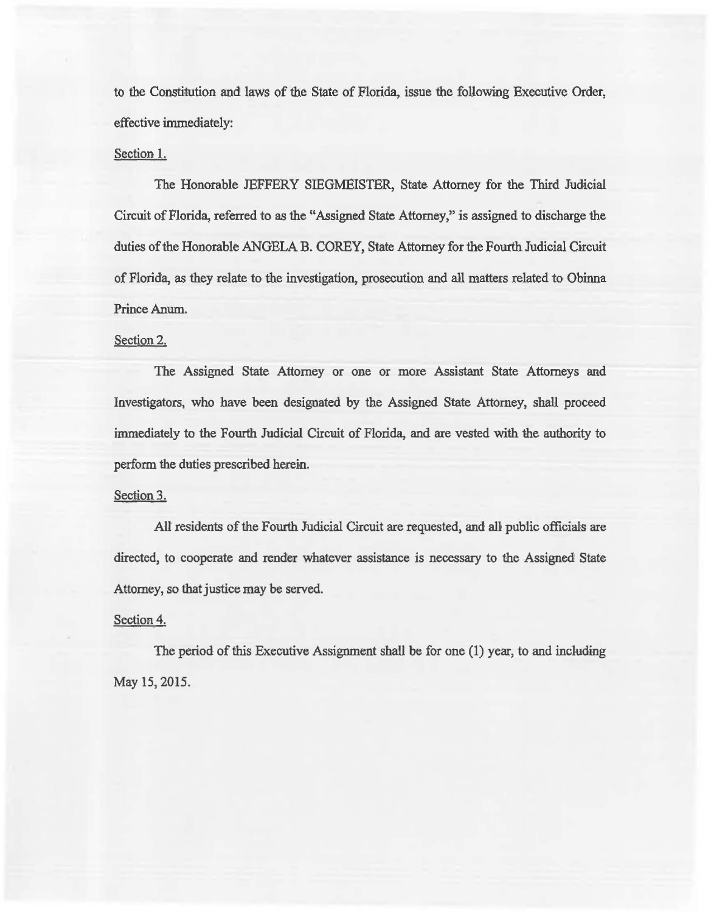to the Constitution and laws of the State of Florida, issue the following Executive Order, effective immediately:

Section 1.

The Honorable JEFFERY SIEGMEISTER, State Attorney for the Third Judicial Circuit of Florida, referred to as the "Assigned State Attorney," is assigned to discharge the duties of the Honorable ANGELA B. COREY, State Attorney for the Fourth Judicial Circuit of Florida, as they relate to the investigation, prosecution and all matters related to Obinna Prince Anum.

Section 2.

The Assigned State Attorney or one or more Assistant State Attorneys and Investigators, who have been designated by the Assigned State Attorney, shall proceed immediately to the Fourth Judicial Circuit of Florida, and are vested with the authority to perform the duties prescribed herein.

Section 3.

All residents of the Fourth Judicial Circuit are requested, and all public officials are directed, to cooperate and render whatever assistance is necessary to the Assigned State Attorney, so that justice may be served.

Section 4.

The period of this Executive Assignment shall be for one (1) year, to and including May 15, 2015.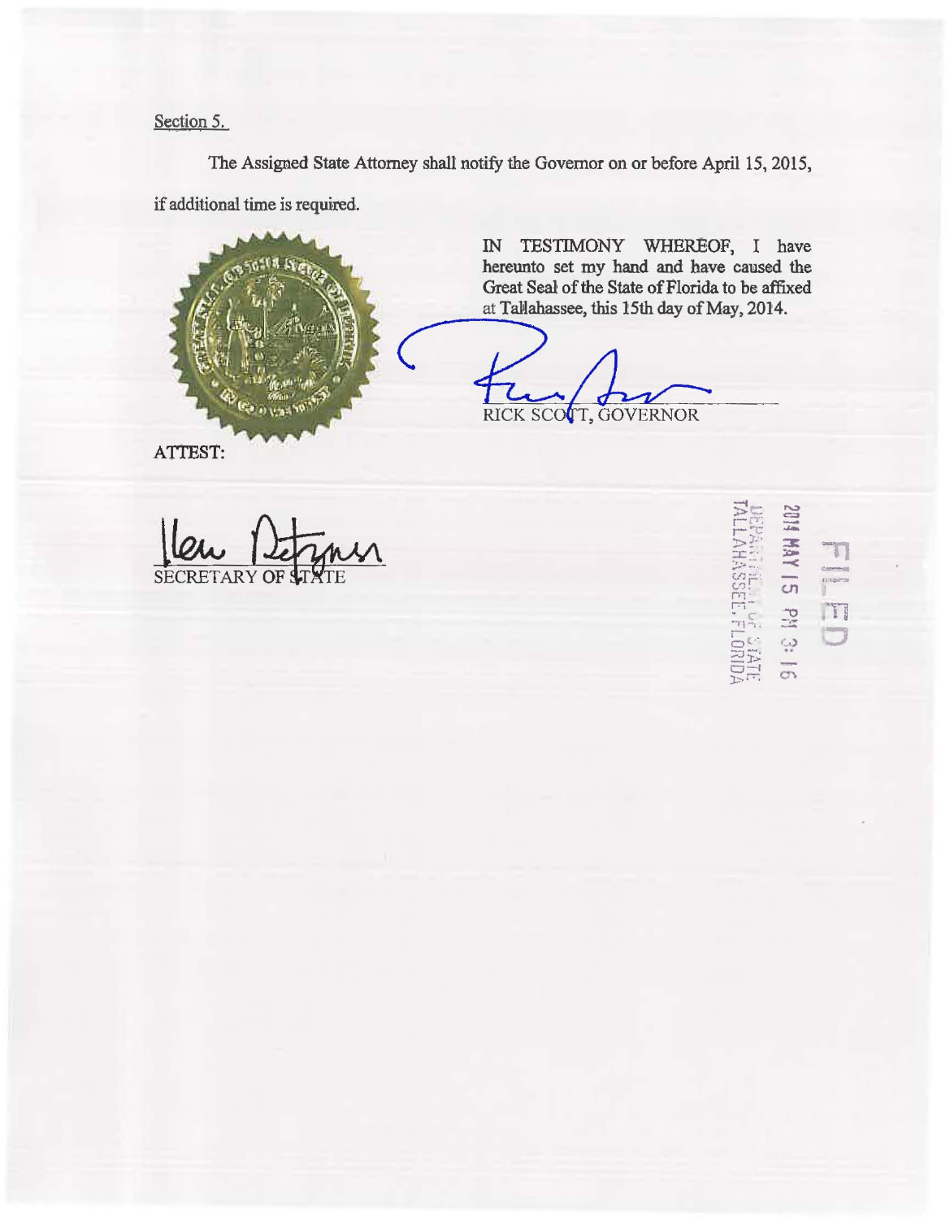Section 5.

The Assigned State Attorney shall notify the Governor on or before April 15, 2015, if additional time is required.

IN TESTIMONY WHEREOF, I have hereunto set my hand and have caused the Great Seal of the State of Florida to be affixed at Tallahassee, this 15th day of May, 2014.

RICK SCOTT, GOVERNOR

ATTEST:

SECRETARY OF STATE

FILED

2014 MAY 15 PM 3:16

DEPARTMENT OF STATE
TALLAHASSEE, FLORIDA